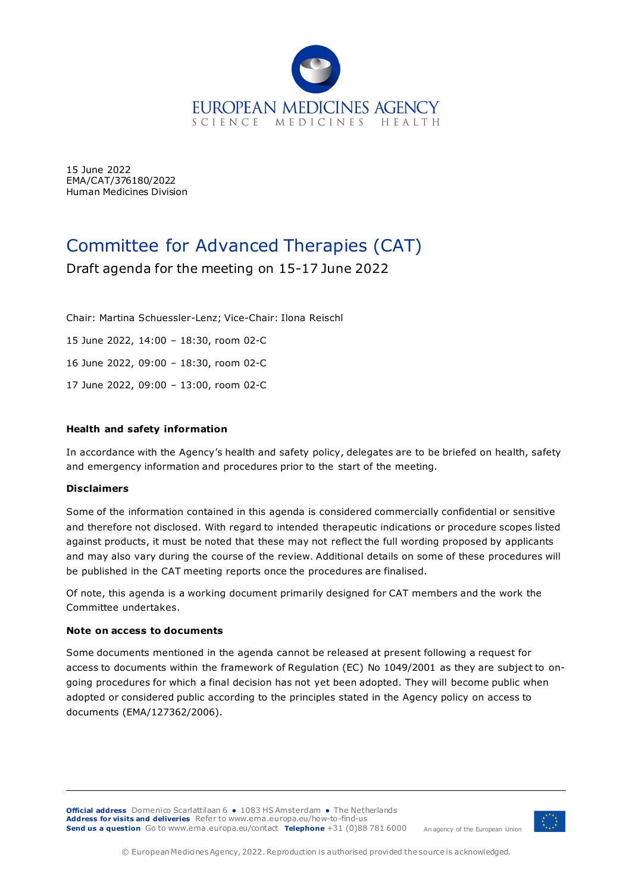15 June 2022
EMA/CAT/376180/2022
Human Medicines Division

# Committee for Advanced Therapies (CAT)

## Draft agenda for the meeting on 15-17 June 2022

Chair: Martina Schuessler-Lenz; Vice-Chair: Ilona Reischl

15 June 2022, 14:00 – 18:30, room 02-C

16 June 2022, 09:00 – 18:30, room 02-C

17 June 2022, 09:00 – 13:00, room 02-C

**Health and safety information**

In accordance with the Agency's health and safety policy, delegates are to be briefed on health, safety and emergency information and procedures prior to the start of the meeting.

**Disclaimers**

Some of the information contained in this agenda is considered commercially confidential or sensitive and therefore not disclosed. With regard to intended therapeutic indications or procedure scopes listed against products, it must be noted that these may not reflect the full wording proposed by applicants and may also vary during the course of the review. Additional details on some of these procedures will be published in the CAT meeting reports once the procedures are finalised.

Of note, this agenda is a working document primarily designed for CAT members and the work the Committee undertakes.

**Note on access to documents**

Some documents mentioned in the agenda cannot be released at present following a request for access to documents within the framework of Regulation (EC) No 1049/2001 as they are subject to on-going procedures for which a final decision has not yet been adopted. They will become public when adopted or considered public according to the principles stated in the Agency policy on access to documents (EMA/127362/2006).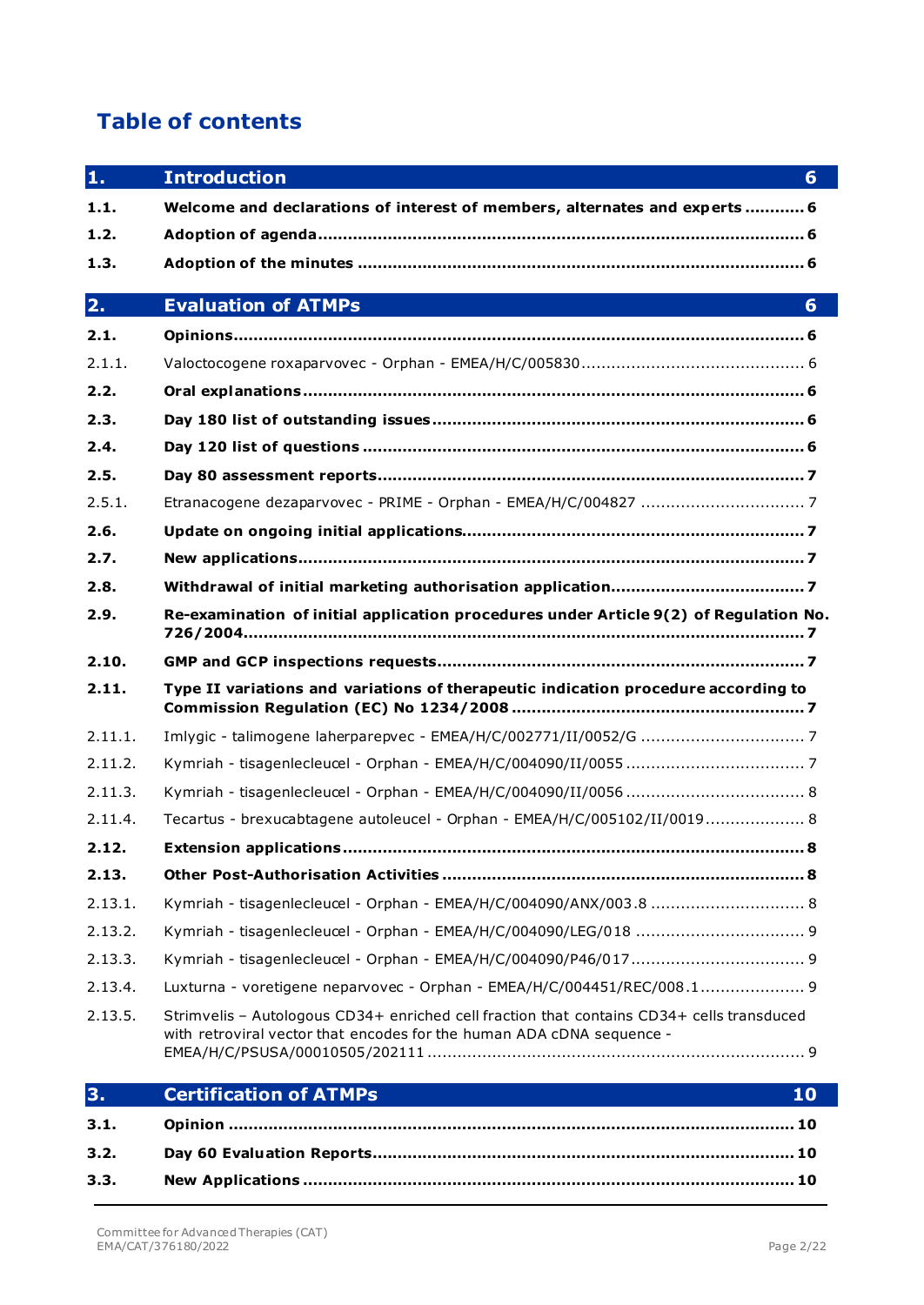# Table of contents

| | | |
|---|---|---|
| **1.** | **Introduction** | **6** |
| **1.1.** | **Welcome and declarations of interest of members, alternates and experts** | **6** |
| **1.2.** | **Adoption of agenda** | **6** |
| **1.3.** | **Adoption of the minutes** | **6** |
| **2.** | **Evaluation of ATMPs** | **6** |
| **2.1.** | **Opinions** | **6** |
| 2.1.1. | Valoctocogene roxaparvovec - Orphan - EMEA/H/C/005830 | 6 |
| **2.2.** | **Oral explanations** | **6** |
| **2.3.** | **Day 180 list of outstanding issues** | **6** |
| **2.4.** | **Day 120 list of questions** | **6** |
| **2.5.** | **Day 80 assessment reports** | **7** |
| 2.5.1. | Etranacogene dezaparvovec - PRIME - Orphan - EMEA/H/C/004827 | 7 |
| **2.6.** | **Update on ongoing initial applications** | **7** |
| **2.7.** | **New applications** | **7** |
| **2.8.** | **Withdrawal of initial marketing authorisation application** | **7** |
| **2.9.** | **Re-examination of initial application procedures under Article 9(2) of Regulation No. 726/2004** | **7** |
| **2.10.** | **GMP and GCP inspections requests** | **7** |
| **2.11.** | **Type II variations and variations of therapeutic indication procedure according to Commission Regulation (EC) No 1234/2008** | **7** |
| 2.11.1. | Imlygic - talimogene laherparepvec - EMEA/H/C/002771/II/0052/G | 7 |
| 2.11.2. | Kymriah - tisagenlecleucel - Orphan - EMEA/H/C/004090/II/0055 | 7 |
| 2.11.3. | Kymriah - tisagenlecleucel - Orphan - EMEA/H/C/004090/II/0056 | 8 |
| 2.11.4. | Tecartus - brexucabtagene autoleucel - Orphan - EMEA/H/C/005102/II/0019 | 8 |
| **2.12.** | **Extension applications** | **8** |
| **2.13.** | **Other Post-Authorisation Activities** | **8** |
| 2.13.1. | Kymriah - tisagenlecleucel - Orphan - EMEA/H/C/004090/ANX/003.8 | 8 |
| 2.13.2. | Kymriah - tisagenlecleucel - Orphan - EMEA/H/C/004090/LEG/018 | 9 |
| 2.13.3. | Kymriah - tisagenlecleucel - Orphan - EMEA/H/C/004090/P46/017 | 9 |
| 2.13.4. | Luxturna - voretigene neparvovec - Orphan - EMEA/H/C/004451/REC/008.1 | 9 |
| 2.13.5. | Strimvelis – Autologous CD34+ enriched cell fraction that contains CD34+ cells transduced with retroviral vector that encodes for the human ADA cDNA sequence - EMEA/H/C/PSUSA/00010505/202111 | 9 |
| **3.** | **Certification of ATMPs** | **10** |
| **3.1.** | **Opinion** | **10** |
| **3.2.** | **Day 60 Evaluation Reports** | **10** |
| **3.3.** | **New Applications** | **10** |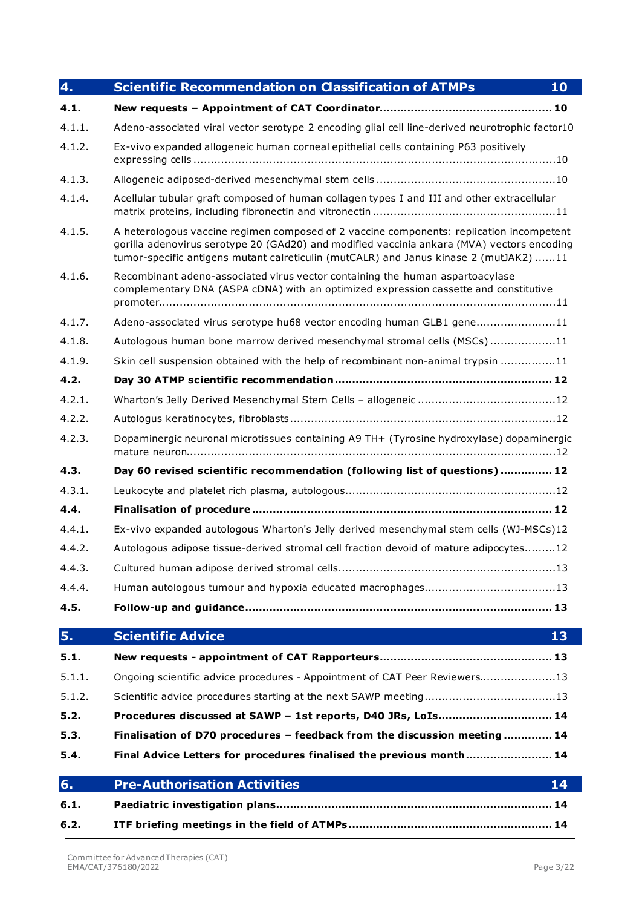| | | |
|---|---|---|
| **4.** | **Scientific Recommendation on Classification of ATMPs** | **10** |
| **4.1.** | **New requests – Appointment of CAT Coordinator** | **10** |
| 4.1.1. | Adeno-associated viral vector serotype 2 encoding glial cell line-derived neurotrophic factor | 10 |
| 4.1.2. | Ex-vivo expanded allogeneic human corneal epithelial cells containing P63 positively expressing cells | 10 |
| 4.1.3. | Allogeneic adiposed-derived mesenchymal stem cells | 10 |
| 4.1.4. | Acellular tubular graft composed of human collagen types I and III and other extracellular matrix proteins, including fibronectin and vitronectin | 11 |
| 4.1.5. | A heterologous vaccine regimen composed of 2 vaccine components: replication incompetent gorilla adenovirus serotype 20 (GAd20) and modified vaccinia ankara (MVA) vectors encoding tumor-specific antigens mutant calreticulin (mutCALR) and Janus kinase 2 (mutJAK2) | 11 |
| 4.1.6. | Recombinant adeno-associated virus vector containing the human aspartoacylase complementary DNA (ASPA cDNA) with an optimized expression cassette and constitutive promoter | 11 |
| 4.1.7. | Adeno-associated virus serotype hu68 vector encoding human GLB1 gene | 11 |
| 4.1.8. | Autologous human bone marrow derived mesenchymal stromal cells (MSCs) | 11 |
| 4.1.9. | Skin cell suspension obtained with the help of recombinant non-animal trypsin | 11 |
| **4.2.** | **Day 30 ATMP scientific recommendation** | **12** |
| 4.2.1. | Wharton's Jelly Derived Mesenchymal Stem Cells – allogeneic | 12 |
| 4.2.2. | Autologus keratinocytes, fibroblasts | 12 |
| 4.2.3. | Dopaminergic neuronal microtissues containing A9 TH+ (Tyrosine hydroxylase) dopaminergic mature neuron | 12 |
| **4.3.** | **Day 60 revised scientific recommendation (following list of questions)** | **12** |
| 4.3.1. | Leukocyte and platelet rich plasma, autologous | 12 |
| **4.4.** | **Finalisation of procedure** | **12** |
| 4.4.1. | Ex-vivo expanded autologous Wharton's Jelly derived mesenchymal stem cells (WJ-MSCs) | 12 |
| 4.4.2. | Autologous adipose tissue-derived stromal cell fraction devoid of mature adipocytes | 12 |
| 4.4.3. | Cultured human adipose derived stromal cells | 13 |
| 4.4.4. | Human autologous tumour and hypoxia educated macrophages | 13 |
| **4.5.** | **Follow-up and guidance** | **13** |
| **5.** | **Scientific Advice** | **13** |
| **5.1.** | **New requests - appointment of CAT Rapporteurs** | **13** |
| 5.1.1. | Ongoing scientific advice procedures - Appointment of CAT Peer Reviewers | 13 |
| 5.1.2. | Scientific advice procedures starting at the next SAWP meeting | 13 |
| **5.2.** | **Procedures discussed at SAWP – 1st reports, D40 JRs, LoIs** | **14** |
| **5.3.** | **Finalisation of D70 procedures – feedback from the discussion meeting** | **14** |
| **5.4.** | **Final Advice Letters for procedures finalised the previous month** | **14** |
| **6.** | **Pre-Authorisation Activities** | **14** |
| **6.1.** | **Paediatric investigation plans** | **14** |
| **6.2.** | **ITF briefing meetings in the field of ATMPs** | **14** |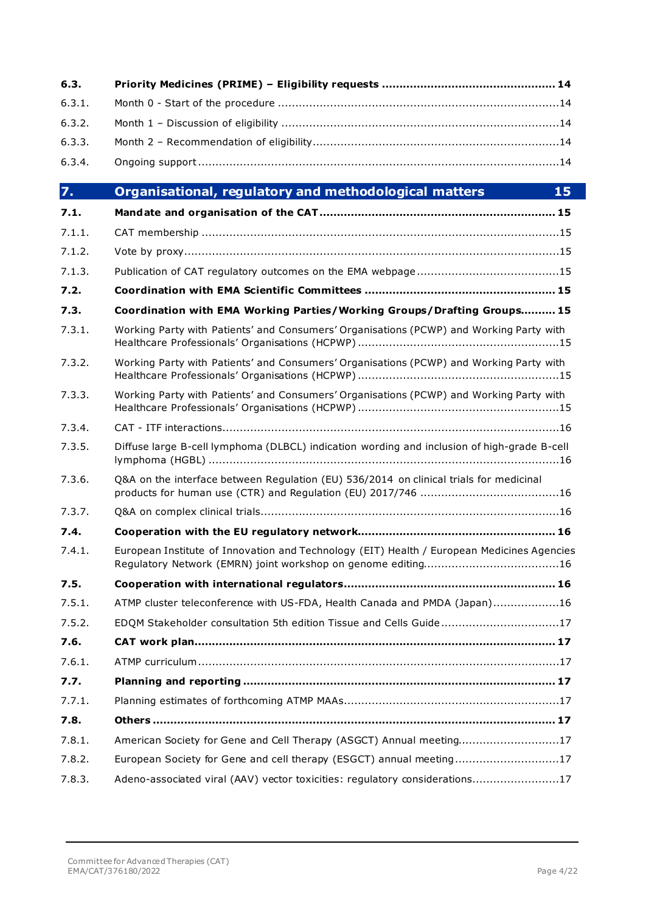| | | |
|---|---|---|
| **6.3.** | **Priority Medicines (PRIME) – Eligibility requests** | **14** |
| 6.3.1. | Month 0 - Start of the procedure | 14 |
| 6.3.2. | Month 1 – Discussion of eligibility | 14 |
| 6.3.3. | Month 2 – Recommendation of eligibility | 14 |
| 6.3.4. | Ongoing support | 14 |
| **7.** | **Organisational, regulatory and methodological matters** | **15** |
| **7.1.** | **Mandate and organisation of the CAT** | **15** |
| 7.1.1. | CAT membership | 15 |
| 7.1.2. | Vote by proxy | 15 |
| 7.1.3. | Publication of CAT regulatory outcomes on the EMA webpage | 15 |
| **7.2.** | **Coordination with EMA Scientific Committees** | **15** |
| **7.3.** | **Coordination with EMA Working Parties/Working Groups/Drafting Groups** | **15** |
| 7.3.1. | Working Party with Patients' and Consumers' Organisations (PCWP) and Working Party with Healthcare Professionals' Organisations (HCPWP) | 15 |
| 7.3.2. | Working Party with Patients' and Consumers' Organisations (PCWP) and Working Party with Healthcare Professionals' Organisations (HCPWP) | 15 |
| 7.3.3. | Working Party with Patients' and Consumers' Organisations (PCWP) and Working Party with Healthcare Professionals' Organisations (HCPWP) | 15 |
| 7.3.4. | CAT - ITF interactions | 16 |
| 7.3.5. | Diffuse large B-cell lymphoma (DLBCL) indication wording and inclusion of high-grade B-cell lymphoma (HGBL) | 16 |
| 7.3.6. | Q&A on the interface between Regulation (EU) 536/2014 on clinical trials for medicinal products for human use (CTR) and Regulation (EU) 2017/746 | 16 |
| 7.3.7. | Q&A on complex clinical trials | 16 |
| **7.4.** | **Cooperation with the EU regulatory network** | **16** |
| 7.4.1. | European Institute of Innovation and Technology (EIT) Health / European Medicines Agencies Regulatory Network (EMRN) joint workshop on genome editing | 16 |
| **7.5.** | **Cooperation with international regulators** | **16** |
| 7.5.1. | ATMP cluster teleconference with US-FDA, Health Canada and PMDA (Japan) | 16 |
| 7.5.2. | EDQM Stakeholder consultation 5th edition Tissue and Cells Guide | 17 |
| **7.6.** | **CAT work plan** | **17** |
| 7.6.1. | ATMP curriculum | 17 |
| **7.7.** | **Planning and reporting** | **17** |
| 7.7.1. | Planning estimates of forthcoming ATMP MAAs | 17 |
| **7.8.** | **Others** | **17** |
| 7.8.1. | American Society for Gene and Cell Therapy (ASGCT) Annual meeting | 17 |
| 7.8.2. | European Society for Gene and cell therapy (ESGCT) annual meeting | 17 |
| 7.8.3. | Adeno-associated viral (AAV) vector toxicities: regulatory considerations | 17 |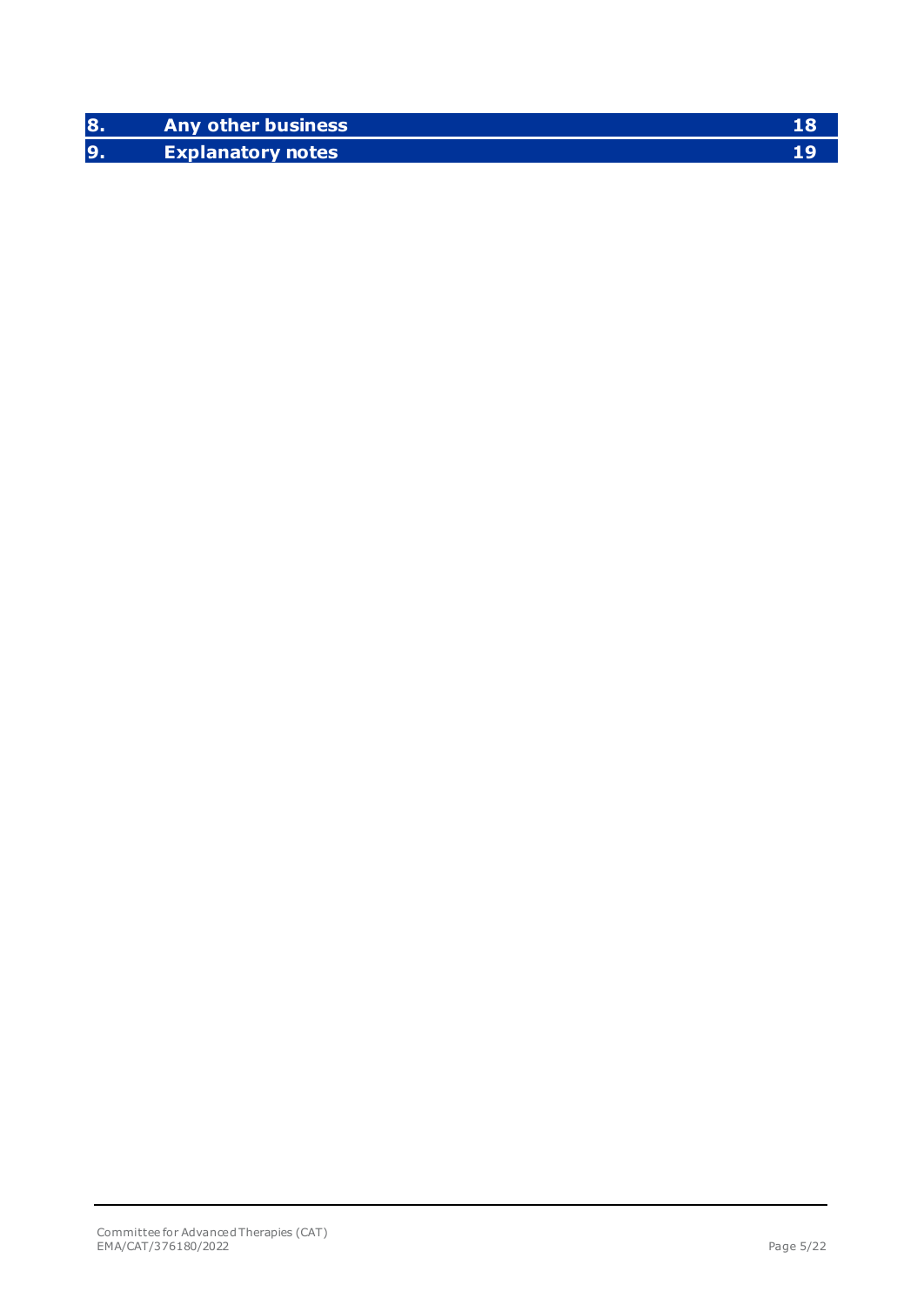| 8. | Any other business | 18 |
|---|---|---|
| 9. | Explanatory notes | 19 |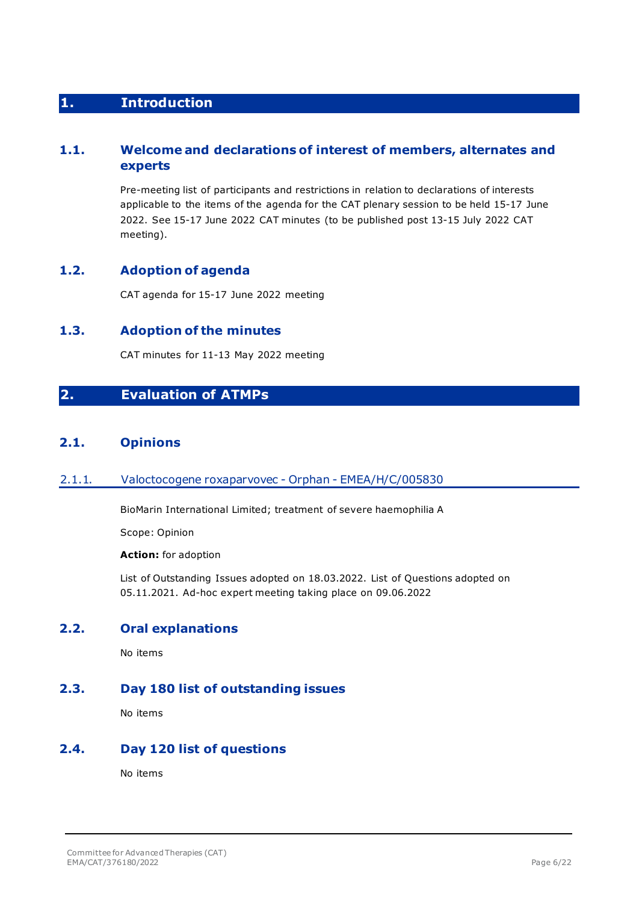# 1. Introduction

## 1.1. Welcome and declarations of interest of members, alternates and experts

Pre-meeting list of participants and restrictions in relation to declarations of interests applicable to the items of the agenda for the CAT plenary session to be held 15-17 June 2022. See 15-17 June 2022 CAT minutes (to be published post 13-15 July 2022 CAT meeting).

## 1.2. Adoption of agenda

CAT agenda for 15-17 June 2022 meeting

## 1.3. Adoption of the minutes

CAT minutes for 11-13 May 2022 meeting

# 2. Evaluation of ATMPs

## 2.1. Opinions

### 2.1.1. Valoctocogene roxaparvovec - Orphan - EMEA/H/C/005830

BioMarin International Limited; treatment of severe haemophilia A

Scope: Opinion

**Action:** for adoption

List of Outstanding Issues adopted on 18.03.2022. List of Questions adopted on 05.11.2021. Ad-hoc expert meeting taking place on 09.06.2022

## 2.2. Oral explanations

No items

## 2.3. Day 180 list of outstanding issues

No items

## 2.4. Day 120 list of questions

No items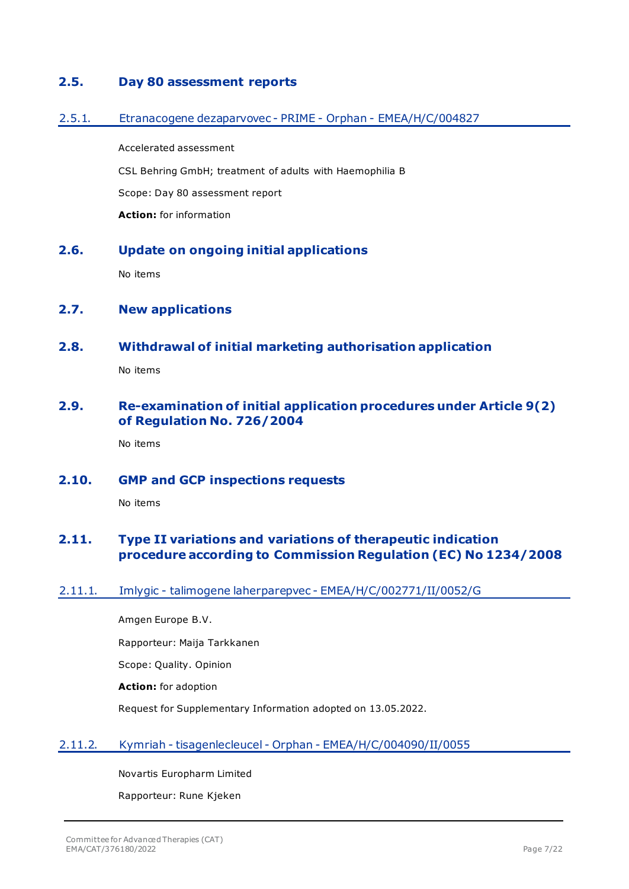## 2.5. Day 80 assessment reports

### 2.5.1. Etranacogene dezaparvovec - PRIME - Orphan - EMEA/H/C/004827

Accelerated assessment

CSL Behring GmbH; treatment of adults with Haemophilia B

Scope: Day 80 assessment report

**Action:** for information

## 2.6. Update on ongoing initial applications

No items

## 2.7. New applications

## 2.8. Withdrawal of initial marketing authorisation application

No items

## 2.9. Re-examination of initial application procedures under Article 9(2) of Regulation No. 726/2004

No items

## 2.10. GMP and GCP inspections requests

No items

## 2.11. Type II variations and variations of therapeutic indication procedure according to Commission Regulation (EC) No 1234/2008

### 2.11.1. Imlygic - talimogene laherparepvec - EMEA/H/C/002771/II/0052/G

Amgen Europe B.V.

Rapporteur: Maija Tarkkanen

Scope: Quality. Opinion

**Action:** for adoption

Request for Supplementary Information adopted on 13.05.2022.

### 2.11.2. Kymriah - tisagenlecleucel - Orphan - EMEA/H/C/004090/II/0055

Novartis Europharm Limited

Rapporteur: Rune Kjeken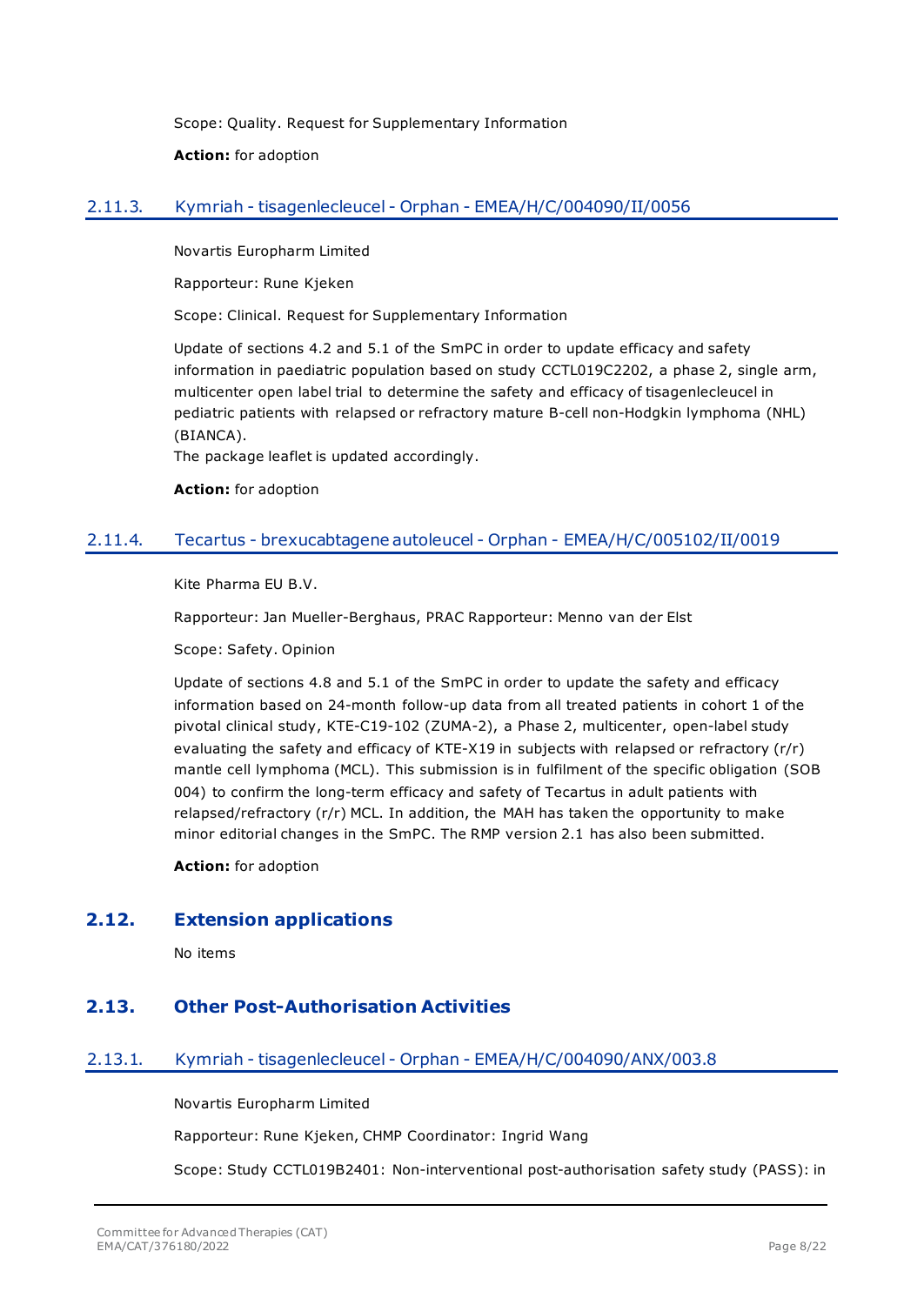Scope: Quality. Request for Supplementary Information

**Action:** for adoption

### 2.11.3. Kymriah - tisagenlecleucel - Orphan - EMEA/H/C/004090/II/0056

Novartis Europharm Limited

Rapporteur: Rune Kjeken

Scope: Clinical. Request for Supplementary Information

Update of sections 4.2 and 5.1 of the SmPC in order to update efficacy and safety information in paediatric population based on study CCTL019C2202, a phase 2, single arm, multicenter open label trial to determine the safety and efficacy of tisagenlecleucel in pediatric patients with relapsed or refractory mature B-cell non-Hodgkin lymphoma (NHL) (BIANCA).
The package leaflet is updated accordingly.

**Action:** for adoption

### 2.11.4. Tecartus - brexucabtagene autoleucel - Orphan - EMEA/H/C/005102/II/0019

Kite Pharma EU B.V.

Rapporteur: Jan Mueller-Berghaus, PRAC Rapporteur: Menno van der Elst

Scope: Safety. Opinion

Update of sections 4.8 and 5.1 of the SmPC in order to update the safety and efficacy information based on 24-month follow-up data from all treated patients in cohort 1 of the pivotal clinical study, KTE-C19-102 (ZUMA-2), a Phase 2, multicenter, open-label study evaluating the safety and efficacy of KTE-X19 in subjects with relapsed or refractory (r/r) mantle cell lymphoma (MCL). This submission is in fulfilment of the specific obligation (SOB 004) to confirm the long-term efficacy and safety of Tecartus in adult patients with relapsed/refractory (r/r) MCL. In addition, the MAH has taken the opportunity to make minor editorial changes in the SmPC. The RMP version 2.1 has also been submitted.

**Action:** for adoption

## 2.12. Extension applications

No items

## 2.13. Other Post-Authorisation Activities

### 2.13.1. Kymriah - tisagenlecleucel - Orphan - EMEA/H/C/004090/ANX/003.8

Novartis Europharm Limited

Rapporteur: Rune Kjeken, CHMP Coordinator: Ingrid Wang

Scope: Study CCTL019B2401: Non-interventional post-authorisation safety study (PASS): in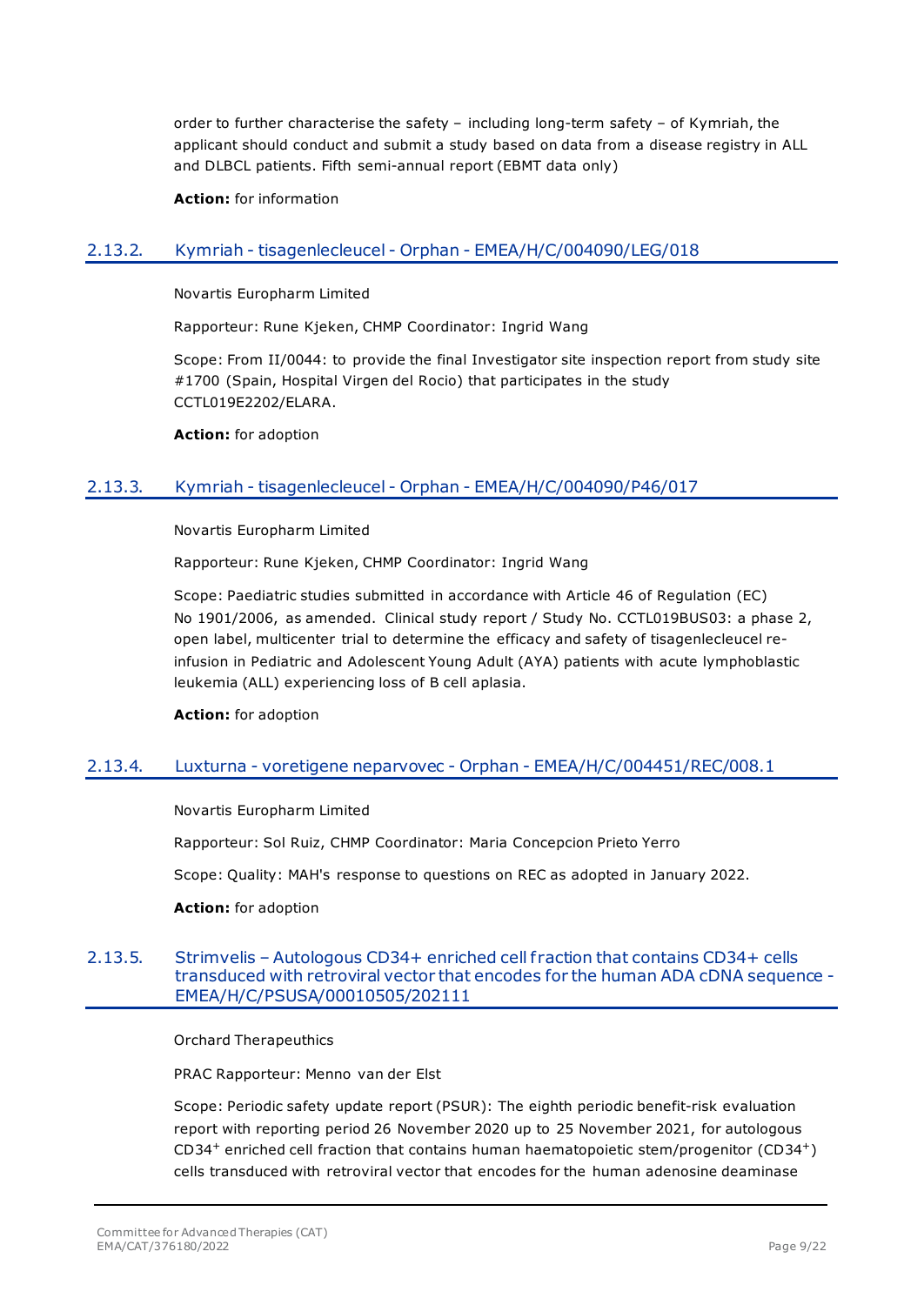order to further characterise the safety – including long-term safety – of Kymriah, the applicant should conduct and submit a study based on data from a disease registry in ALL and DLBCL patients. Fifth semi-annual report (EBMT data only)

**Action:** for information

### 2.13.2. Kymriah - tisagenlecleucel - Orphan - EMEA/H/C/004090/LEG/018

Novartis Europharm Limited

Rapporteur: Rune Kjeken, CHMP Coordinator: Ingrid Wang

Scope: From II/0044: to provide the final Investigator site inspection report from study site #1700 (Spain, Hospital Virgen del Rocio) that participates in the study CCTL019E2202/ELARA.

**Action:** for adoption

### 2.13.3. Kymriah - tisagenlecleucel - Orphan - EMEA/H/C/004090/P46/017

Novartis Europharm Limited

Rapporteur: Rune Kjeken, CHMP Coordinator: Ingrid Wang

Scope: Paediatric studies submitted in accordance with Article 46 of Regulation (EC) No 1901/2006, as amended. Clinical study report / Study No. CCTL019BUS03: a phase 2, open label, multicenter trial to determine the efficacy and safety of tisagenlecleucel re-infusion in Pediatric and Adolescent Young Adult (AYA) patients with acute lymphoblastic leukemia (ALL) experiencing loss of B cell aplasia.

**Action:** for adoption

### 2.13.4. Luxturna - voretigene neparvovec - Orphan - EMEA/H/C/004451/REC/008.1

Novartis Europharm Limited

Rapporteur: Sol Ruiz, CHMP Coordinator: Maria Concepcion Prieto Yerro

Scope: Quality: MAH's response to questions on REC as adopted in January 2022.

**Action:** for adoption

### 2.13.5. Strimvelis – Autologous CD34+ enriched cell fraction that contains CD34+ cells transduced with retroviral vector that encodes for the human ADA cDNA sequence - EMEA/H/C/PSUSA/00010505/202111

Orchard Therapeuthics

PRAC Rapporteur: Menno van der Elst

Scope: Periodic safety update report (PSUR): The eighth periodic benefit-risk evaluation report with reporting period 26 November 2020 up to 25 November 2021, for autologous $CD34^{+}$ enriched cell fraction that contains human haematopoietic stem/progenitor ($CD34^{+}$) cells transduced with retroviral vector that encodes for the human adenosine deaminase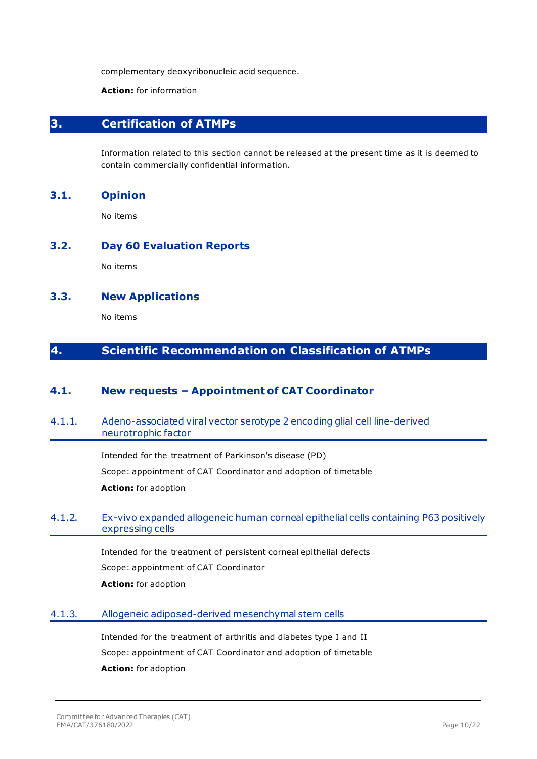complementary deoxyribonucleic acid sequence.

**Action:** for information

## 3. Certification of ATMPs

Information related to this section cannot be released at the present time as it is deemed to contain commercially confidential information.

### 3.1. Opinion

No items

### 3.2. Day 60 Evaluation Reports

No items

### 3.3. New Applications

No items

## 4. Scientific Recommendation on Classification of ATMPs

### 4.1. New requests – Appointment of CAT Coordinator

#### 4.1.1. Adeno-associated viral vector serotype 2 encoding glial cell line-derived neurotrophic factor

Intended for the treatment of Parkinson's disease (PD)

Scope: appointment of CAT Coordinator and adoption of timetable

**Action:** for adoption

#### 4.1.2. Ex-vivo expanded allogeneic human corneal epithelial cells containing P63 positively expressing cells

Intended for the treatment of persistent corneal epithelial defects

Scope: appointment of CAT Coordinator

**Action:** for adoption

#### 4.1.3. Allogeneic adiposed-derived mesenchymal stem cells

Intended for the treatment of arthritis and diabetes type I and II

Scope: appointment of CAT Coordinator and adoption of timetable

**Action:** for adoption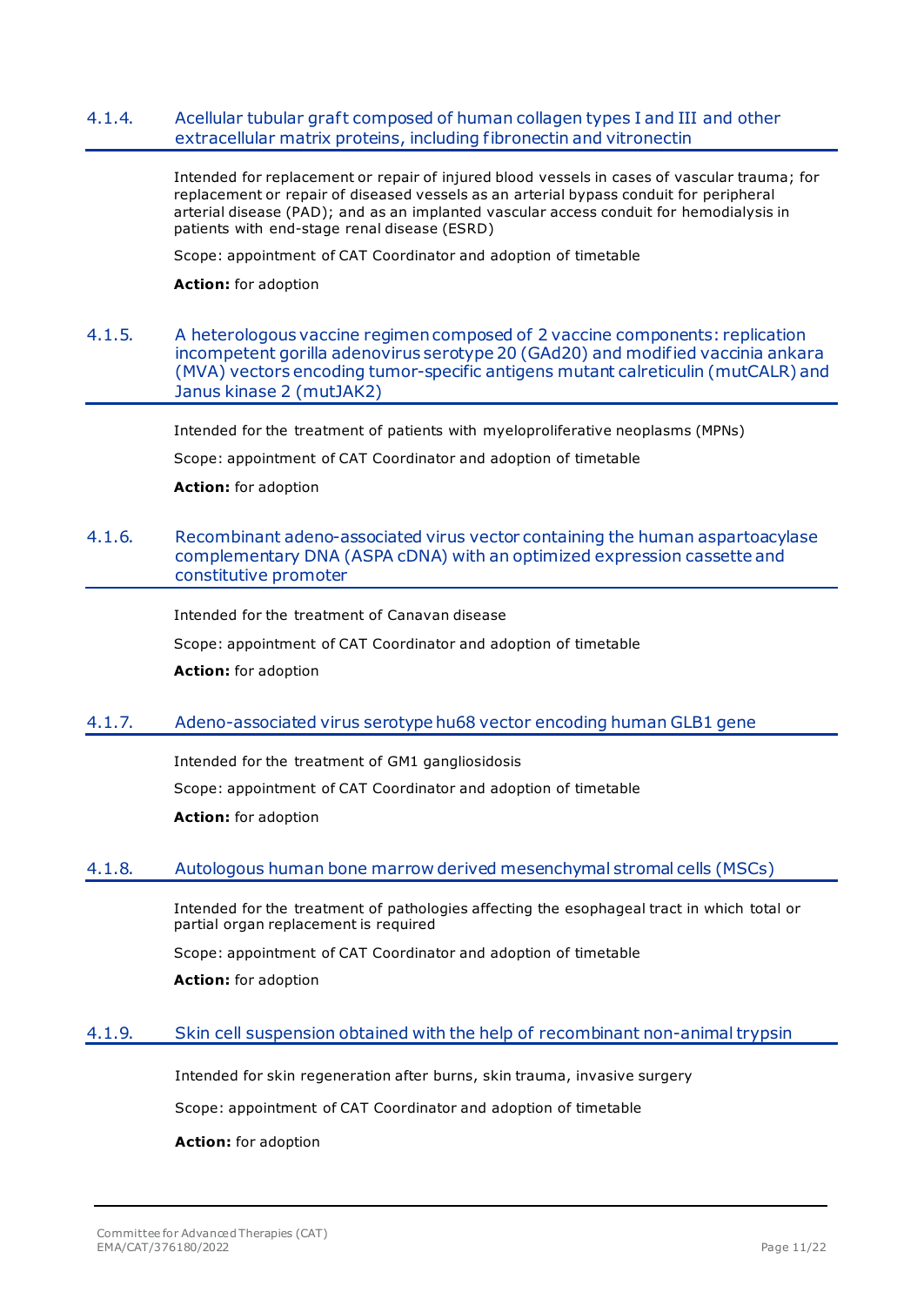#### 4.1.4. Acellular tubular graft composed of human collagen types I and III and other extracellular matrix proteins, including fibronectin and vitronectin

Intended for replacement or repair of injured blood vessels in cases of vascular trauma; for replacement or repair of diseased vessels as an arterial bypass conduit for peripheral arterial disease (PAD); and as an implanted vascular access conduit for hemodialysis in patients with end-stage renal disease (ESRD)

Scope: appointment of CAT Coordinator and adoption of timetable

**Action:** for adoption

#### 4.1.5. A heterologous vaccine regimen composed of 2 vaccine components: replication incompetent gorilla adenovirus serotype 20 (GAd20) and modified vaccinia ankara (MVA) vectors encoding tumor-specific antigens mutant calreticulin (mutCALR) and Janus kinase 2 (mutJAK2)

Intended for the treatment of patients with myeloproliferative neoplasms (MPNs)

Scope: appointment of CAT Coordinator and adoption of timetable

**Action:** for adoption

#### 4.1.6. Recombinant adeno-associated virus vector containing the human aspartoacylase complementary DNA (ASPA cDNA) with an optimized expression cassette and constitutive promoter

Intended for the treatment of Canavan disease

Scope: appointment of CAT Coordinator and adoption of timetable

**Action:** for adoption

#### 4.1.7. Adeno-associated virus serotype hu68 vector encoding human GLB1 gene

Intended for the treatment of GM1 gangliosidosis

Scope: appointment of CAT Coordinator and adoption of timetable

**Action:** for adoption

#### 4.1.8. Autologous human bone marrow derived mesenchymal stromal cells (MSCs)

Intended for the treatment of pathologies affecting the esophageal tract in which total or partial organ replacement is required

Scope: appointment of CAT Coordinator and adoption of timetable

**Action:** for adoption

#### 4.1.9. Skin cell suspension obtained with the help of recombinant non-animal trypsin

Intended for skin regeneration after burns, skin trauma, invasive surgery

Scope: appointment of CAT Coordinator and adoption of timetable

**Action:** for adoption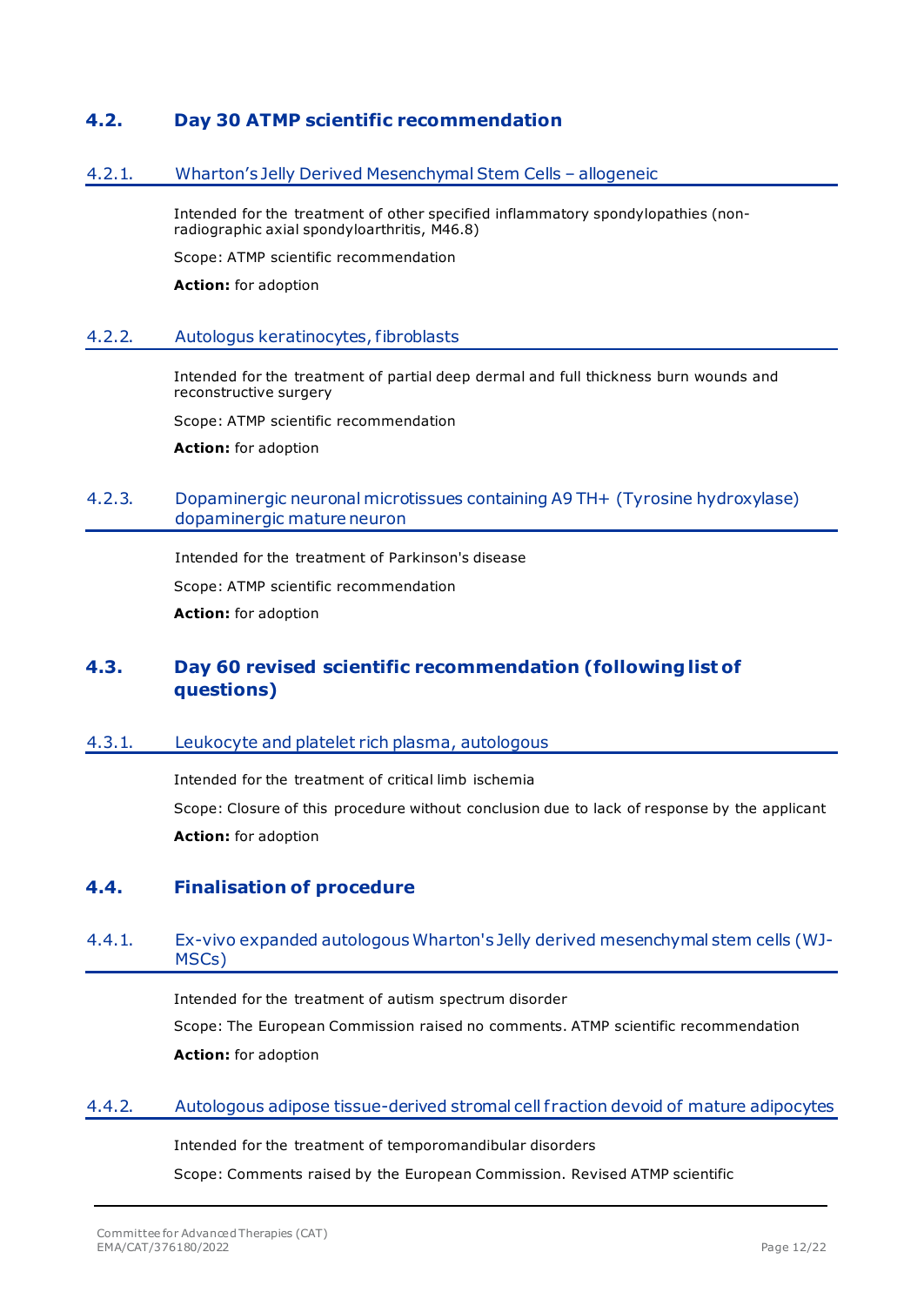## 4.2. Day 30 ATMP scientific recommendation

### 4.2.1. Wharton's Jelly Derived Mesenchymal Stem Cells – allogeneic

Intended for the treatment of other specified inflammatory spondylopathies (non-radiographic axial spondyloarthritis, M46.8)

Scope: ATMP scientific recommendation

**Action:** for adoption

### 4.2.2. Autologus keratinocytes, fibroblasts

Intended for the treatment of partial deep dermal and full thickness burn wounds and reconstructive surgery

Scope: ATMP scientific recommendation

**Action:** for adoption

### 4.2.3. Dopaminergic neuronal microtissues containing A9 TH+ (Tyrosine hydroxylase) dopaminergic mature neuron

Intended for the treatment of Parkinson's disease

Scope: ATMP scientific recommendation

**Action:** for adoption

## 4.3. Day 60 revised scientific recommendation (following list of questions)

### 4.3.1. Leukocyte and platelet rich plasma, autologous

Intended for the treatment of critical limb ischemia

Scope: Closure of this procedure without conclusion due to lack of response by the applicant

**Action:** for adoption

## 4.4. Finalisation of procedure

### 4.4.1. Ex-vivo expanded autologous Wharton's Jelly derived mesenchymal stem cells (WJ-MSCs)

Intended for the treatment of autism spectrum disorder

Scope: The European Commission raised no comments. ATMP scientific recommendation

**Action:** for adoption

### 4.4.2. Autologous adipose tissue-derived stromal cell fraction devoid of mature adipocytes

Intended for the treatment of temporomandibular disorders

Scope: Comments raised by the European Commission. Revised ATMP scientific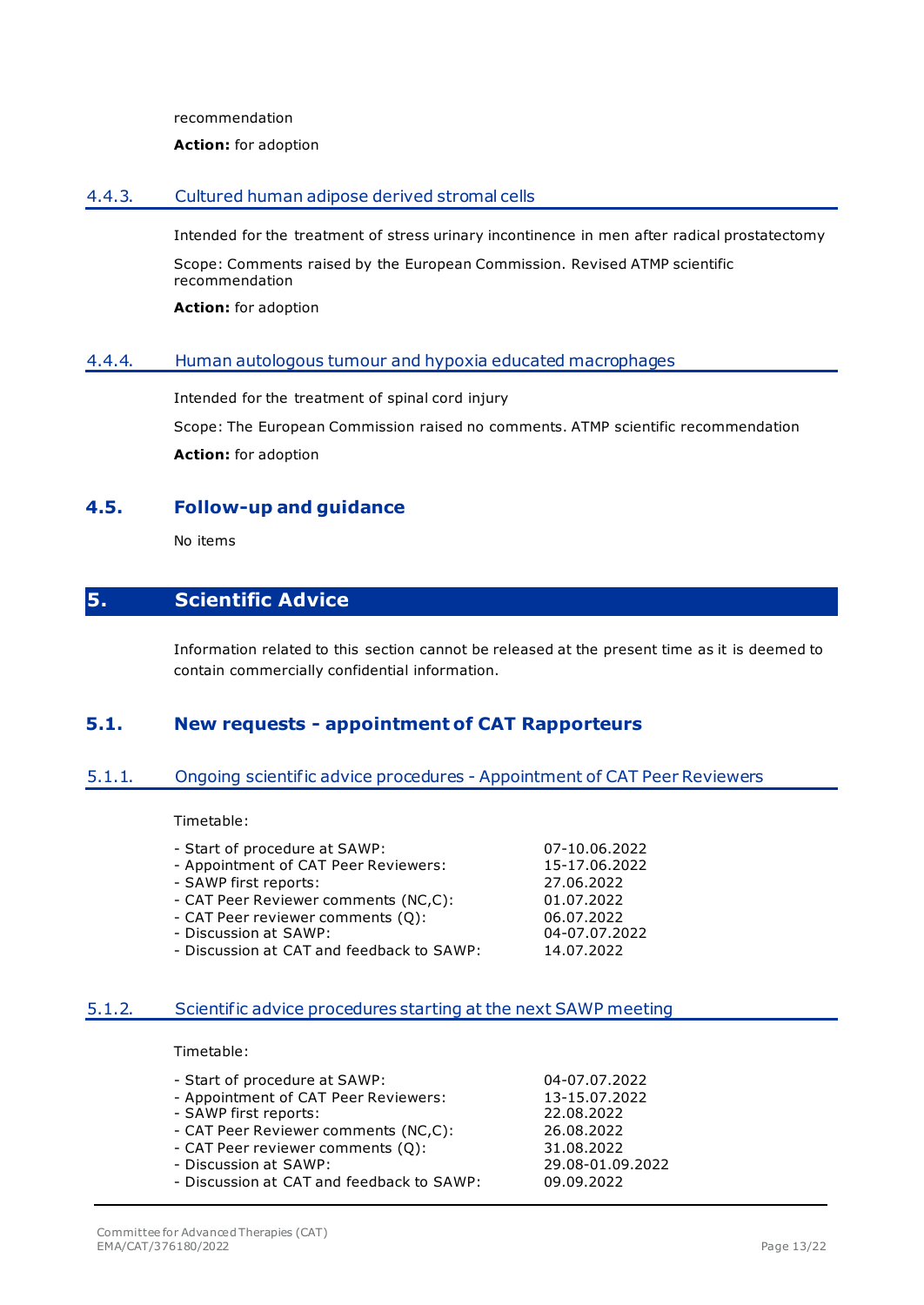recommendation

**Action:** for adoption

#### 4.4.3. Cultured human adipose derived stromal cells

Intended for the treatment of stress urinary incontinence in men after radical prostatectomy

Scope: Comments raised by the European Commission. Revised ATMP scientific recommendation

**Action:** for adoption

#### 4.4.4. Human autologous tumour and hypoxia educated macrophages

Intended for the treatment of spinal cord injury

Scope: The European Commission raised no comments. ATMP scientific recommendation

**Action:** for adoption

### 4.5. Follow-up and guidance

No items

## 5. Scientific Advice

Information related to this section cannot be released at the present time as it is deemed to contain commercially confidential information.

### 5.1. New requests - appointment of CAT Rapporteurs

#### 5.1.1. Ongoing scientific advice procedures - Appointment of CAT Peer Reviewers

Timetable:

| | |
|---|---|
| - Start of procedure at SAWP: | 07-10.06.2022 |
| - Appointment of CAT Peer Reviewers: | 15-17.06.2022 |
| - SAWP first reports: | 27.06.2022 |
| - CAT Peer Reviewer comments (NC,C): | 01.07.2022 |
| - CAT Peer reviewer comments (Q): | 06.07.2022 |
| - Discussion at SAWP: | 04-07.07.2022 |
| - Discussion at CAT and feedback to SAWP: | 14.07.2022 |

#### 5.1.2. Scientific advice procedures starting at the next SAWP meeting

Timetable:

| | |
|---|---|
| - Start of procedure at SAWP: | 04-07.07.2022 |
| - Appointment of CAT Peer Reviewers: | 13-15.07.2022 |
| - SAWP first reports: | 22.08.2022 |
| - CAT Peer Reviewer comments (NC,C): | 26.08.2022 |
| - CAT Peer reviewer comments (Q): | 31.08.2022 |
| - Discussion at SAWP: | 29.08-01.09.2022 |
| - Discussion at CAT and feedback to SAWP: | 09.09.2022 |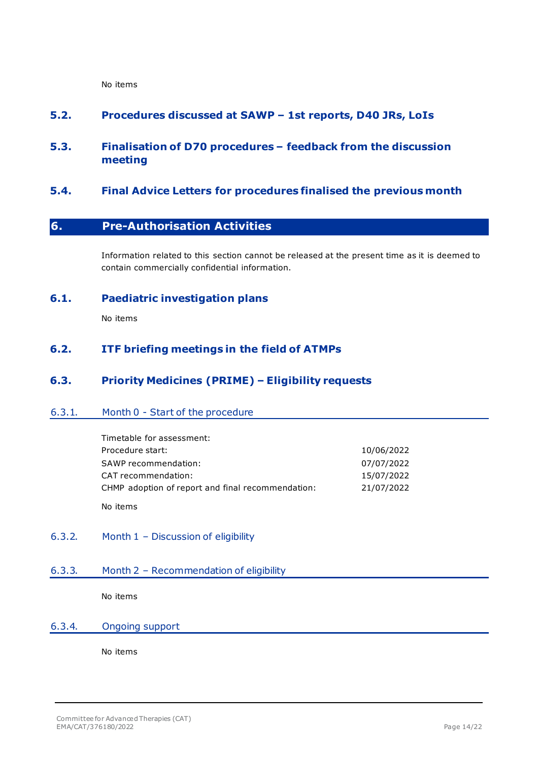No items

## 5.2. Procedures discussed at SAWP – 1st reports, D40 JRs, LoIs

## 5.3. Finalisation of D70 procedures – feedback from the discussion meeting

## 5.4. Final Advice Letters for procedures finalised the previous month

# 6. Pre-Authorisation Activities

Information related to this section cannot be released at the present time as it is deemed to contain commercially confidential information.

## 6.1. Paediatric investigation plans

No items

## 6.2. ITF briefing meetings in the field of ATMPs

## 6.3. Priority Medicines (PRIME) – Eligibility requests

### 6.3.1. Month 0 - Start of the procedure

Timetable for assessment:

| | |
|---|---|
| Procedure start: | 10/06/2022 |
| SAWP recommendation: | 07/07/2022 |
| CAT recommendation: | 15/07/2022 |
| CHMP adoption of report and final recommendation: | 21/07/2022 |

No items

### 6.3.2. Month 1 – Discussion of eligibility

### 6.3.3. Month 2 – Recommendation of eligibility

No items

### 6.3.4. Ongoing support

No items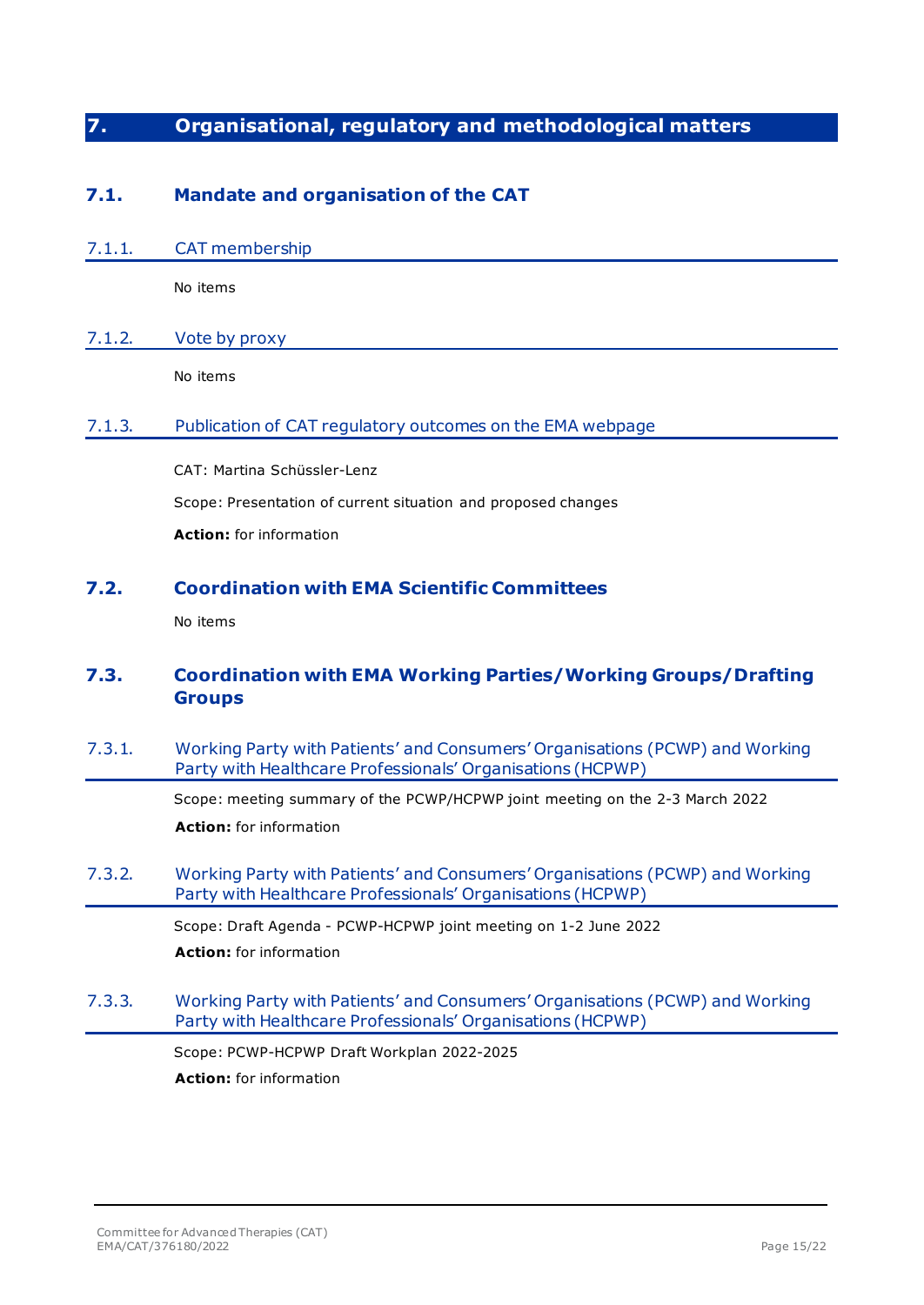# 7. Organisational, regulatory and methodological matters

## 7.1. Mandate and organisation of the CAT

### 7.1.1. CAT membership

No items

### 7.1.2. Vote by proxy

No items

### 7.1.3. Publication of CAT regulatory outcomes on the EMA webpage

CAT: Martina Schüssler-Lenz

Scope: Presentation of current situation and proposed changes

**Action:** for information

## 7.2. Coordination with EMA Scientific Committees

No items

## 7.3. Coordination with EMA Working Parties/Working Groups/Drafting Groups

### 7.3.1. Working Party with Patients' and Consumers' Organisations (PCWP) and Working Party with Healthcare Professionals' Organisations (HCPWP)

Scope: meeting summary of the PCWP/HCPWP joint meeting on the 2-3 March 2022

**Action:** for information

### 7.3.2. Working Party with Patients' and Consumers' Organisations (PCWP) and Working Party with Healthcare Professionals' Organisations (HCPWP)

Scope: Draft Agenda - PCWP-HCPWP joint meeting on 1-2 June 2022

**Action:** for information

### 7.3.3. Working Party with Patients' and Consumers' Organisations (PCWP) and Working Party with Healthcare Professionals' Organisations (HCPWP)

Scope: PCWP-HCPWP Draft Workplan 2022-2025

**Action:** for information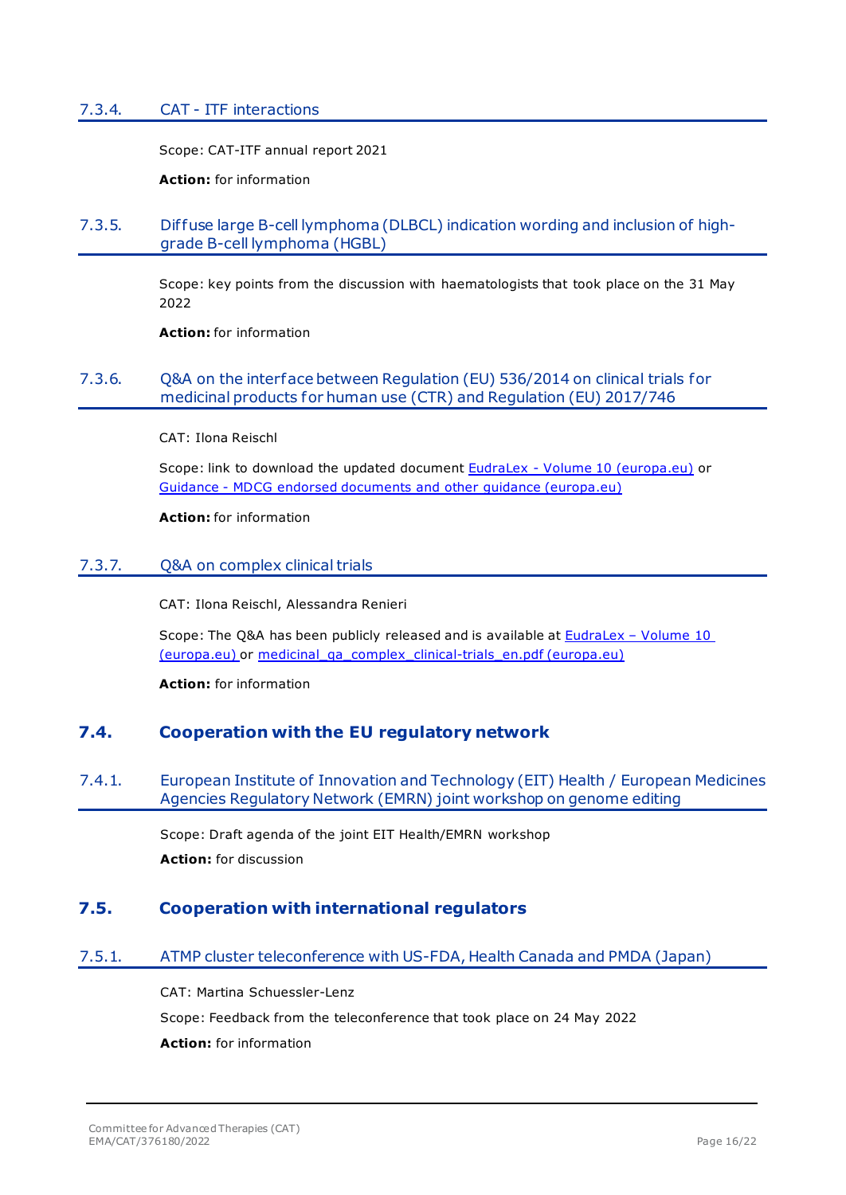### 7.3.4. CAT - ITF interactions

Scope: CAT-ITF annual report 2021

**Action:** for information

### 7.3.5. Diffuse large B-cell lymphoma (DLBCL) indication wording and inclusion of high-grade B-cell lymphoma (HGBL)

Scope: key points from the discussion with haematologists that took place on the 31 May 2022

**Action:** for information

### 7.3.6. Q&A on the interface between Regulation (EU) 536/2014 on clinical trials for medicinal products for human use (CTR) and Regulation (EU) 2017/746

CAT: Ilona Reischl

Scope: link to download the updated document EudraLex - Volume 10 (europa.eu) or Guidance - MDCG endorsed documents and other guidance (europa.eu)

**Action:** for information

### 7.3.7. Q&A on complex clinical trials

CAT: Ilona Reischl, Alessandra Renieri

Scope: The Q&A has been publicly released and is available at EudraLex – Volume 10 (europa.eu) or medicinal_qa_complex_clinical-trials_en.pdf (europa.eu)

**Action:** for information

## 7.4. Cooperation with the EU regulatory network

### 7.4.1. European Institute of Innovation and Technology (EIT) Health / European Medicines Agencies Regulatory Network (EMRN) joint workshop on genome editing

Scope: Draft agenda of the joint EIT Health/EMRN workshop

**Action:** for discussion

## 7.5. Cooperation with international regulators

### 7.5.1. ATMP cluster teleconference with US-FDA, Health Canada and PMDA (Japan)

CAT: Martina Schuessler-Lenz

Scope: Feedback from the teleconference that took place on 24 May 2022

**Action:** for information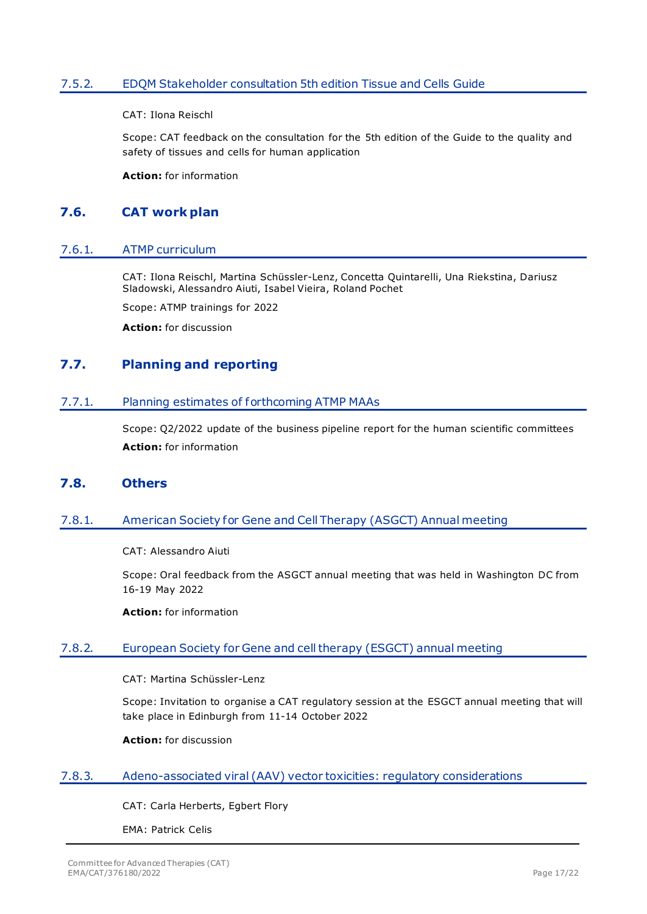#### 7.5.2. EDQM Stakeholder consultation 5th edition Tissue and Cells Guide

CAT: Ilona Reischl

Scope: CAT feedback on the consultation for the 5th edition of the Guide to the quality and safety of tissues and cells for human application

**Action:** for information

### 7.6. CAT work plan

#### 7.6.1. ATMP curriculum

CAT: Ilona Reischl, Martina Schüssler-Lenz, Concetta Quintarelli, Una Riekstina, Dariusz Sladowski, Alessandro Aiuti, Isabel Vieira, Roland Pochet

Scope: ATMP trainings for 2022

**Action:** for discussion

### 7.7. Planning and reporting

#### 7.7.1. Planning estimates of forthcoming ATMP MAAs

Scope: Q2/2022 update of the business pipeline report for the human scientific committees

**Action:** for information

### 7.8. Others

#### 7.8.1. American Society for Gene and Cell Therapy (ASGCT) Annual meeting

CAT: Alessandro Aiuti

Scope: Oral feedback from the ASGCT annual meeting that was held in Washington DC from 16-19 May 2022

**Action:** for information

#### 7.8.2. European Society for Gene and cell therapy (ESGCT) annual meeting

CAT: Martina Schüssler-Lenz

Scope: Invitation to organise a CAT regulatory session at the ESGCT annual meeting that will take place in Edinburgh from 11-14 October 2022

**Action:** for discussion

#### 7.8.3. Adeno-associated viral (AAV) vector toxicities: regulatory considerations

CAT: Carla Herberts, Egbert Flory

EMA: Patrick Celis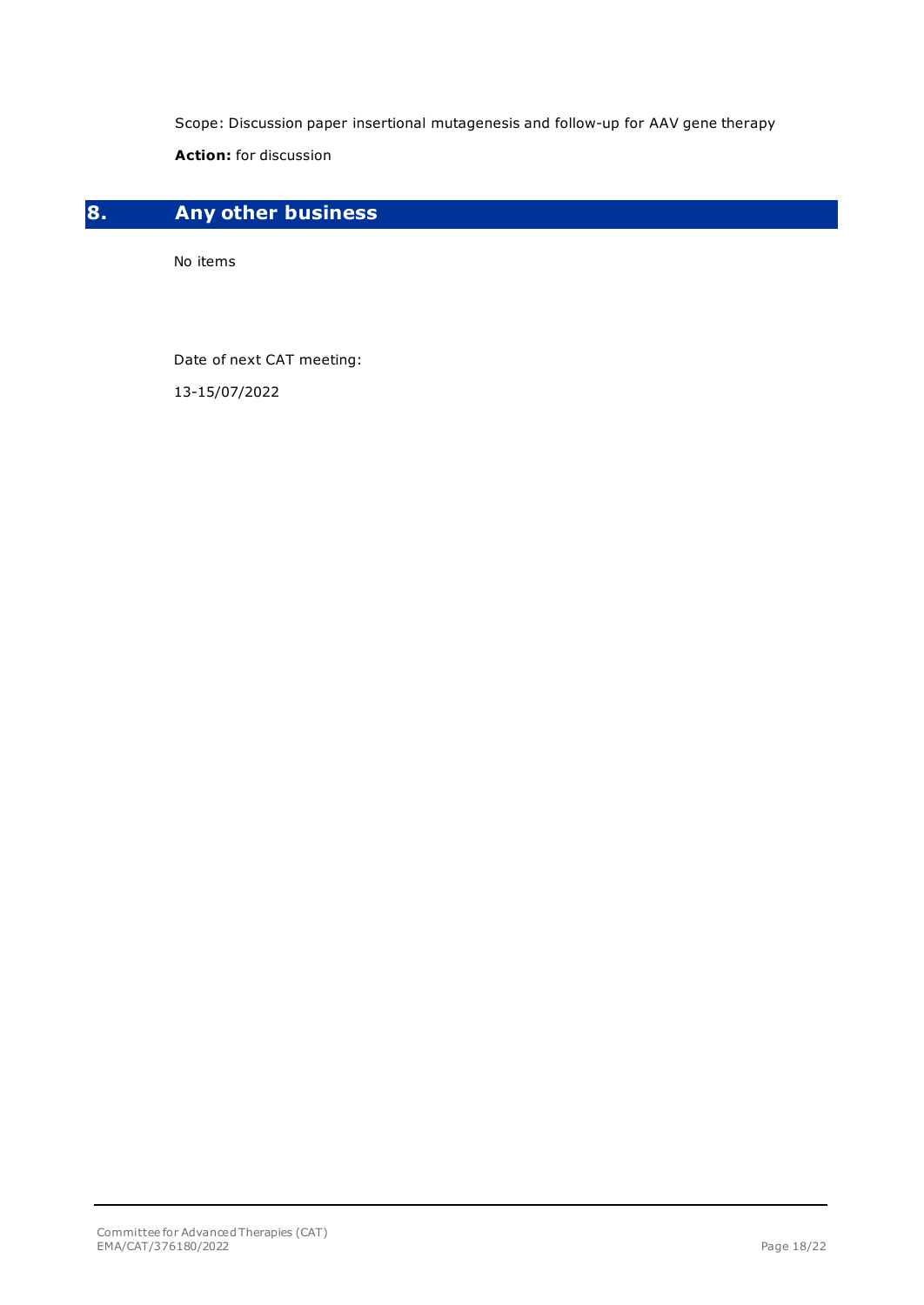Scope: Discussion paper insertional mutagenesis and follow-up for AAV gene therapy

**Action:** for discussion

# 8. Any other business

No items

Date of next CAT meeting:

13-15/07/2022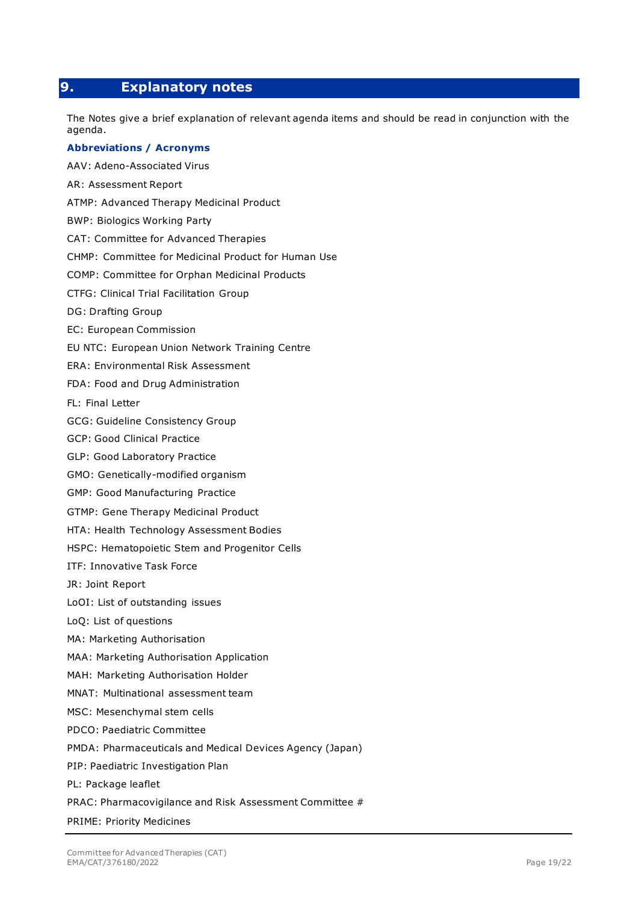# 9. Explanatory notes

The Notes give a brief explanation of relevant agenda items and should be read in conjunction with the agenda.

### Abbreviations / Acronyms

AAV: Adeno-Associated Virus

AR: Assessment Report

ATMP: Advanced Therapy Medicinal Product

BWP: Biologics Working Party

CAT: Committee for Advanced Therapies

CHMP: Committee for Medicinal Product for Human Use

COMP: Committee for Orphan Medicinal Products

CTFG: Clinical Trial Facilitation Group

DG: Drafting Group

EC: European Commission

EU NTC: European Union Network Training Centre

ERA: Environmental Risk Assessment

FDA: Food and Drug Administration

FL: Final Letter

GCG: Guideline Consistency Group

GCP: Good Clinical Practice

GLP: Good Laboratory Practice

GMO: Genetically-modified organism

GMP: Good Manufacturing Practice

GTMP: Gene Therapy Medicinal Product

HTA: Health Technology Assessment Bodies

HSPC: Hematopoietic Stem and Progenitor Cells

ITF: Innovative Task Force

JR: Joint Report

LoOI: List of outstanding issues

LoQ: List of questions

MA: Marketing Authorisation

MAA: Marketing Authorisation Application

MAH: Marketing Authorisation Holder

MNAT: Multinational assessment team

MSC: Mesenchymal stem cells

PDCO: Paediatric Committee

PMDA: Pharmaceuticals and Medical Devices Agency (Japan)

PIP: Paediatric Investigation Plan

PL: Package leaflet

PRAC: Pharmacovigilance and Risk Assessment Committee #

PRIME: Priority Medicines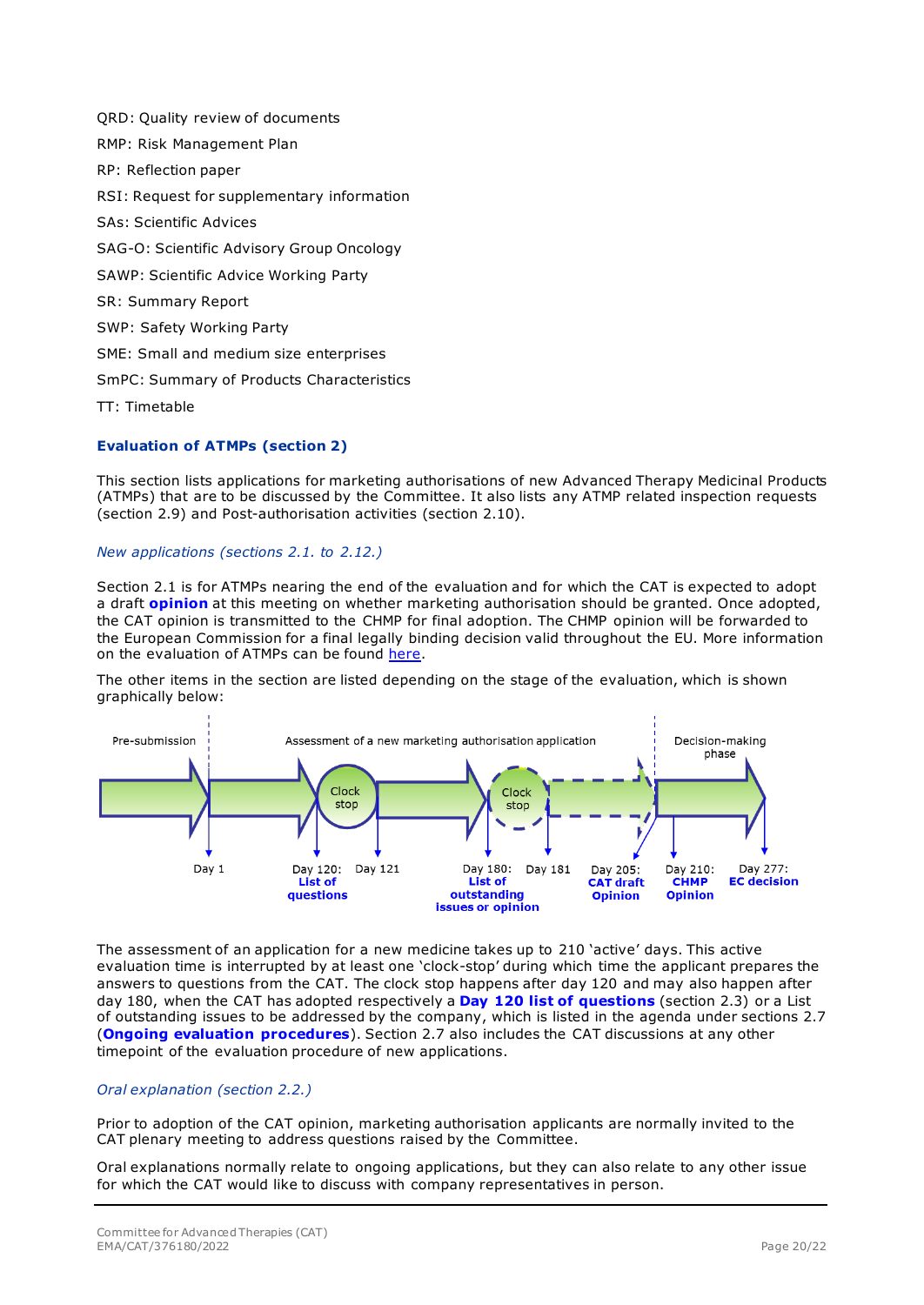QRD: Quality review of documents

RMP: Risk Management Plan

RP: Reflection paper

RSI: Request for supplementary information

SAs: Scientific Advices

SAG-O: Scientific Advisory Group Oncology

SAWP: Scientific Advice Working Party

SR: Summary Report

SWP: Safety Working Party

SME: Small and medium size enterprises

SmPC: Summary of Products Characteristics

TT: Timetable

### Evaluation of ATMPs (section 2)

This section lists applications for marketing authorisations of new Advanced Therapy Medicinal Products (ATMPs) that are to be discussed by the Committee. It also lists any ATMP related inspection requests (section 2.9) and Post-authorisation activities (section 2.10).

*New applications (sections 2.1. to 2.12.)*

Section 2.1 is for ATMPs nearing the end of the evaluation and for which the CAT is expected to adopt a draft **opinion** at this meeting on whether marketing authorisation should be granted. Once adopted, the CAT opinion is transmitted to the CHMP for final adoption. The CHMP opinion will be forwarded to the European Commission for a final legally binding decision valid throughout the EU. More information on the evaluation of ATMPs can be found here.

The other items in the section are listed depending on the stage of the evaluation, which is shown graphically below:

Pre-submission | Assessment of a new marketing authorisation application | Decision-making phase

Clock stop | Clock stop

Day 1 | Day 120: **List of questions** | Day 121 | Day 180: **List of outstanding issues or opinion** | Day 181 | Day 205: **CAT draft Opinion** | Day 210: **CHMP Opinion** | Day 277: **EC decision**

The assessment of an application for a new medicine takes up to 210 'active' days. This active evaluation time is interrupted by at least one 'clock-stop' during which time the applicant prepares the answers to questions from the CAT. The clock stop happens after day 120 and may also happen after day 180, when the CAT has adopted respectively a **Day 120 list of questions** (section 2.3) or a List of outstanding issues to be addressed by the company, which is listed in the agenda under sections 2.7 (**Ongoing evaluation procedures**). Section 2.7 also includes the CAT discussions at any other timepoint of the evaluation procedure of new applications.

*Oral explanation (section 2.2.)*

Prior to adoption of the CAT opinion, marketing authorisation applicants are normally invited to the CAT plenary meeting to address questions raised by the Committee.

Oral explanations normally relate to ongoing applications, but they can also relate to any other issue for which the CAT would like to discuss with company representatives in person.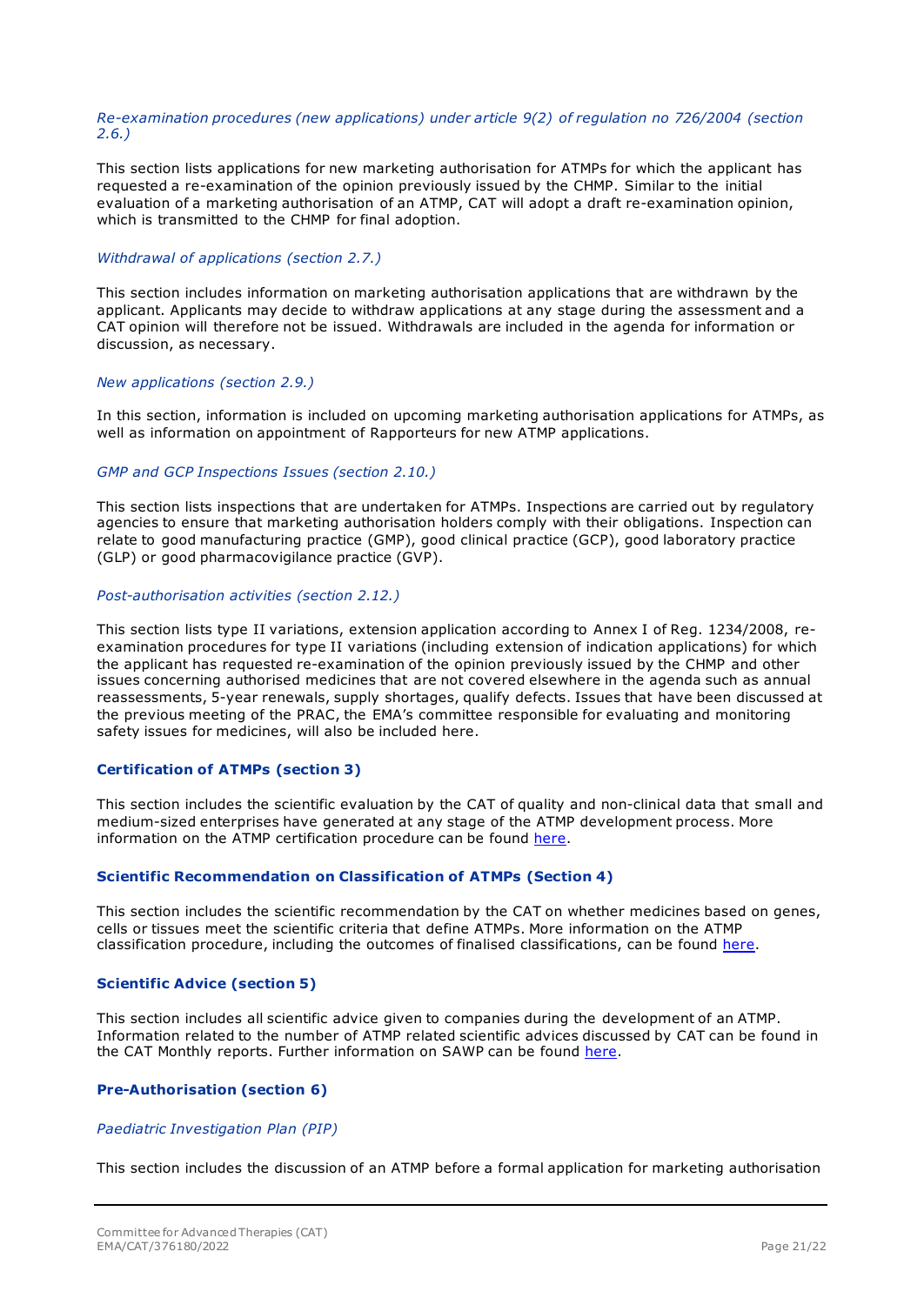*Re-examination procedures (new applications) under article 9(2) of regulation no 726/2004 (section 2.6.)*

This section lists applications for new marketing authorisation for ATMPs for which the applicant has requested a re-examination of the opinion previously issued by the CHMP. Similar to the initial evaluation of a marketing authorisation of an ATMP, CAT will adopt a draft re-examination opinion, which is transmitted to the CHMP for final adoption.

*Withdrawal of applications (section 2.7.)*

This section includes information on marketing authorisation applications that are withdrawn by the applicant. Applicants may decide to withdraw applications at any stage during the assessment and a CAT opinion will therefore not be issued. Withdrawals are included in the agenda for information or discussion, as necessary.

*New applications (section 2.9.)*

In this section, information is included on upcoming marketing authorisation applications for ATMPs, as well as information on appointment of Rapporteurs for new ATMP applications.

*GMP and GCP Inspections Issues (section 2.10.)*

This section lists inspections that are undertaken for ATMPs. Inspections are carried out by regulatory agencies to ensure that marketing authorisation holders comply with their obligations. Inspection can relate to good manufacturing practice (GMP), good clinical practice (GCP), good laboratory practice (GLP) or good pharmacovigilance practice (GVP).

*Post-authorisation activities (section 2.12.)*

This section lists type II variations, extension application according to Annex I of Reg. 1234/2008, re-examination procedures for type II variations (including extension of indication applications) for which the applicant has requested re-examination of the opinion previously issued by the CHMP and other issues concerning authorised medicines that are not covered elsewhere in the agenda such as annual reassessments, 5-year renewals, supply shortages, qualify defects. Issues that have been discussed at the previous meeting of the PRAC, the EMA's committee responsible for evaluating and monitoring safety issues for medicines, will also be included here.

### Certification of ATMPs (section 3)

This section includes the scientific evaluation by the CAT of quality and non-clinical data that small and medium-sized enterprises have generated at any stage of the ATMP development process. More information on the ATMP certification procedure can be found here.

### Scientific Recommendation on Classification of ATMPs (Section 4)

This section includes the scientific recommendation by the CAT on whether medicines based on genes, cells or tissues meet the scientific criteria that define ATMPs. More information on the ATMP classification procedure, including the outcomes of finalised classifications, can be found here.

### Scientific Advice (section 5)

This section includes all scientific advice given to companies during the development of an ATMP. Information related to the number of ATMP related scientific advices discussed by CAT can be found in the CAT Monthly reports. Further information on SAWP can be found here.

### Pre-Authorisation (section 6)

*Paediatric Investigation Plan (PIP)*

This section includes the discussion of an ATMP before a formal application for marketing authorisation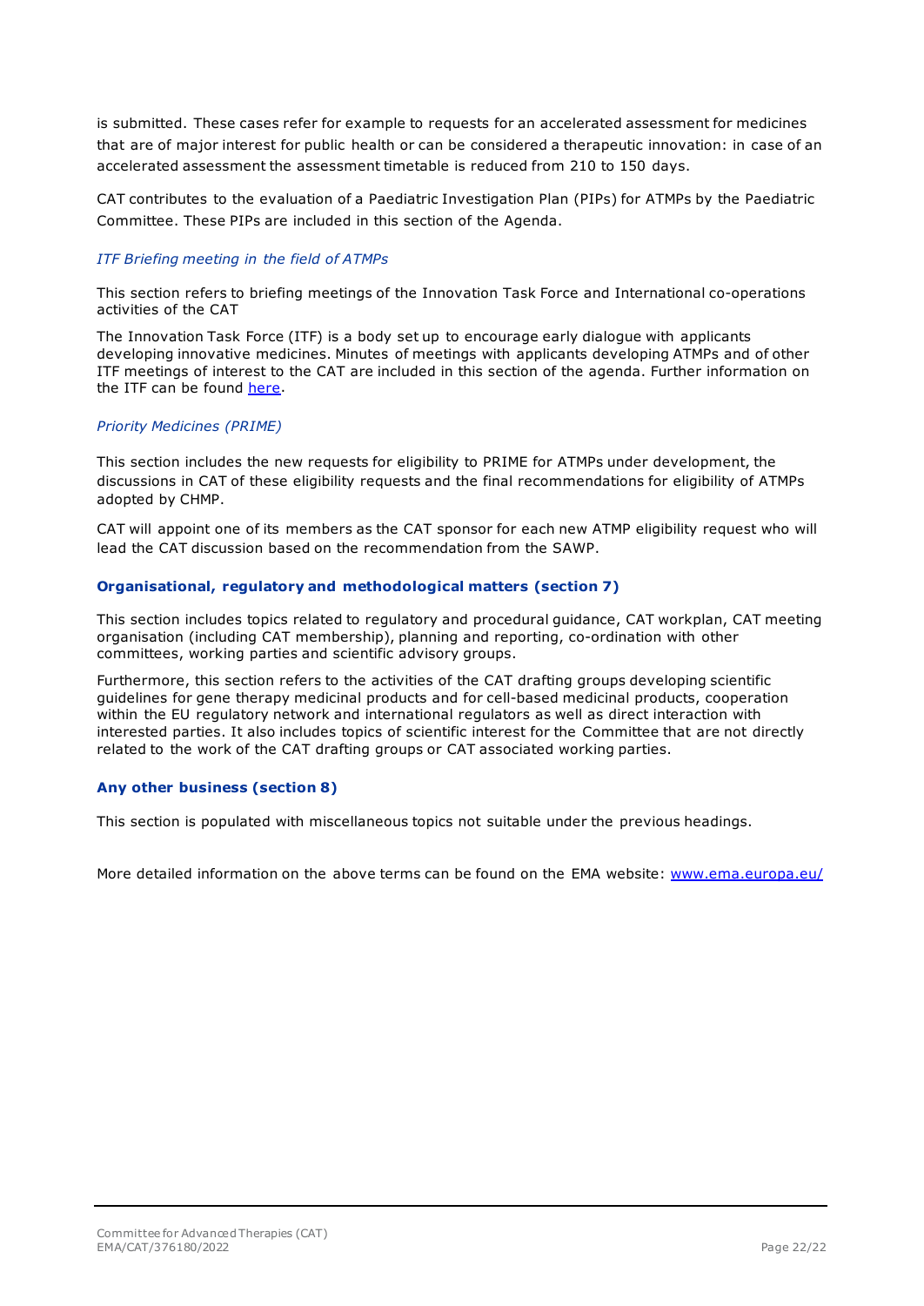is submitted. These cases refer for example to requests for an accelerated assessment for medicines that are of major interest for public health or can be considered a therapeutic innovation: in case of an accelerated assessment the assessment timetable is reduced from 210 to 150 days.

CAT contributes to the evaluation of a Paediatric Investigation Plan (PIPs) for ATMPs by the Paediatric Committee. These PIPs are included in this section of the Agenda.

*ITF Briefing meeting in the field of ATMPs*

This section refers to briefing meetings of the Innovation Task Force and International co-operations activities of the CAT

The Innovation Task Force (ITF) is a body set up to encourage early dialogue with applicants developing innovative medicines. Minutes of meetings with applicants developing ATMPs and of other ITF meetings of interest to the CAT are included in this section of the agenda. Further information on the ITF can be found here.

*Priority Medicines (PRIME)*

This section includes the new requests for eligibility to PRIME for ATMPs under development, the discussions in CAT of these eligibility requests and the final recommendations for eligibility of ATMPs adopted by CHMP.

CAT will appoint one of its members as the CAT sponsor for each new ATMP eligibility request who will lead the CAT discussion based on the recommendation from the SAWP.

**Organisational, regulatory and methodological matters (section 7)**

This section includes topics related to regulatory and procedural guidance, CAT workplan, CAT meeting organisation (including CAT membership), planning and reporting, co-ordination with other committees, working parties and scientific advisory groups.

Furthermore, this section refers to the activities of the CAT drafting groups developing scientific guidelines for gene therapy medicinal products and for cell-based medicinal products, cooperation within the EU regulatory network and international regulators as well as direct interaction with interested parties. It also includes topics of scientific interest for the Committee that are not directly related to the work of the CAT drafting groups or CAT associated working parties.

**Any other business (section 8)**

This section is populated with miscellaneous topics not suitable under the previous headings.

More detailed information on the above terms can be found on the EMA website: www.ema.europa.eu/